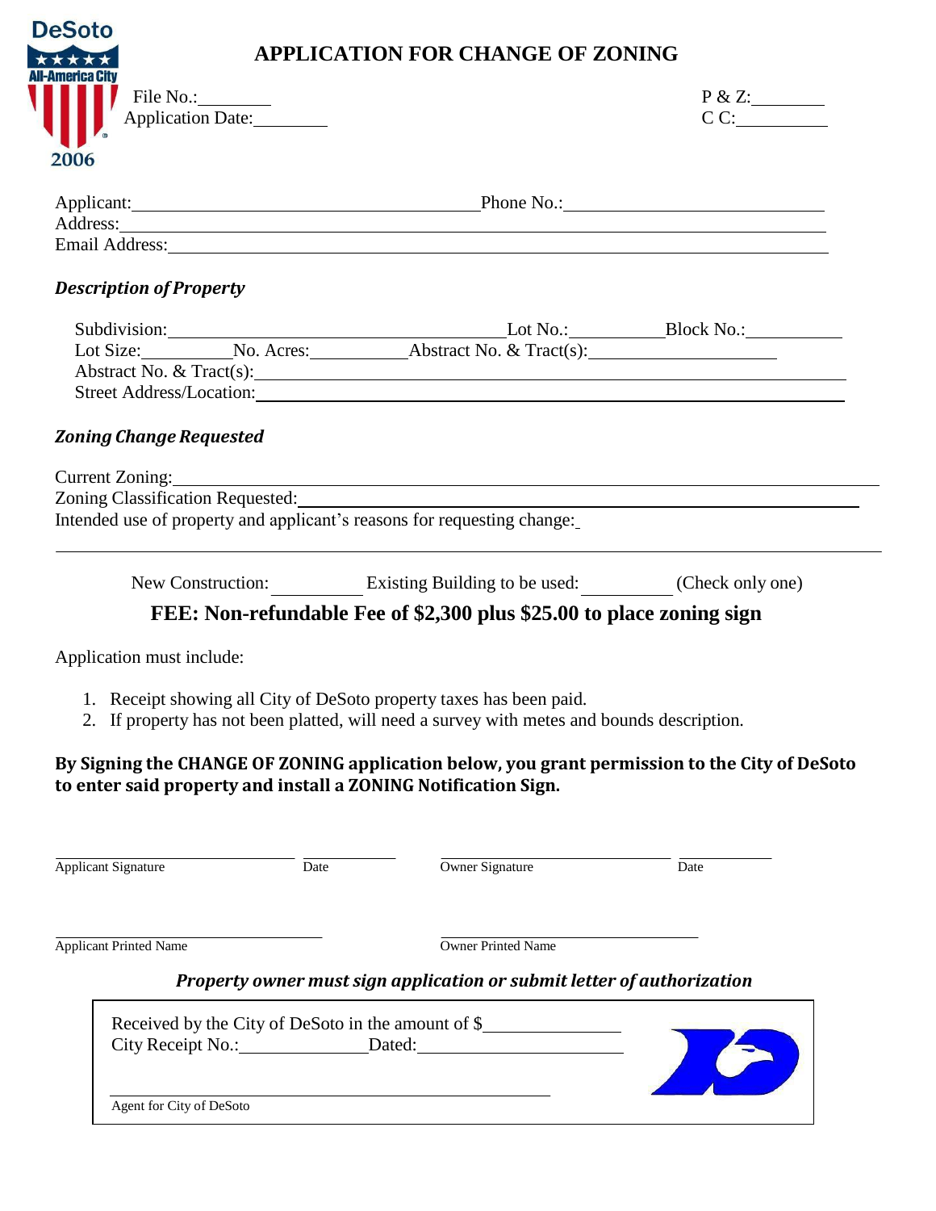# APPLICATION FOR CHANGE OF ZONING

File No.:________ P & Z:________

Application Date:________ C C:__________

Applicant:________________________________________ Phone No.:______________________________

Address:____________________________________________________________________________

Email Address:_______________________________________________________________________

### *Description of Property*

Subdivision:________________________________________ Lot No.:__________ Block No.:___________

Lot Size:__________ No. Acres:___________ Abstract No. & Tract(s):_____________________

Abstract No. & Tract(s):______________________________________________________________

Street Address/Location:______________________________________________________________

### *Zoning Change Requested*

Current Zoning:_______________________________________________________________________

Zoning Classification Requested:________________________________________________________

Intended use of property and applicant's reasons for requesting change:_

______________________________________________________________________________________

New Construction:__________ Existing Building to be used:__________ (Check only one)

**FEE: Non-refundable Fee of $2,300 plus $25.00 to place zoning sign**

Application must include:

1. Receipt showing all City of DeSoto property taxes has been paid.
2. If property has not been platted, will need a survey with metes and bounds description.

**By Signing the CHANGE OF ZONING application below, you grant permission to the City of DeSoto to enter said property and install a ZONING Notification Sign.**

______________________________ ___________ ______________________________ ___________

Applicant Signature Date Owner Signature Date

______________________________ ______________________________

Applicant Printed Name Owner Printed Name

***Property owner must sign application or submit letter of authorization***

Received by the City of DeSoto in the amount of $_______________

City Receipt No.:_______________ Dated:______________________

________________________________________

Agent for City of DeSoto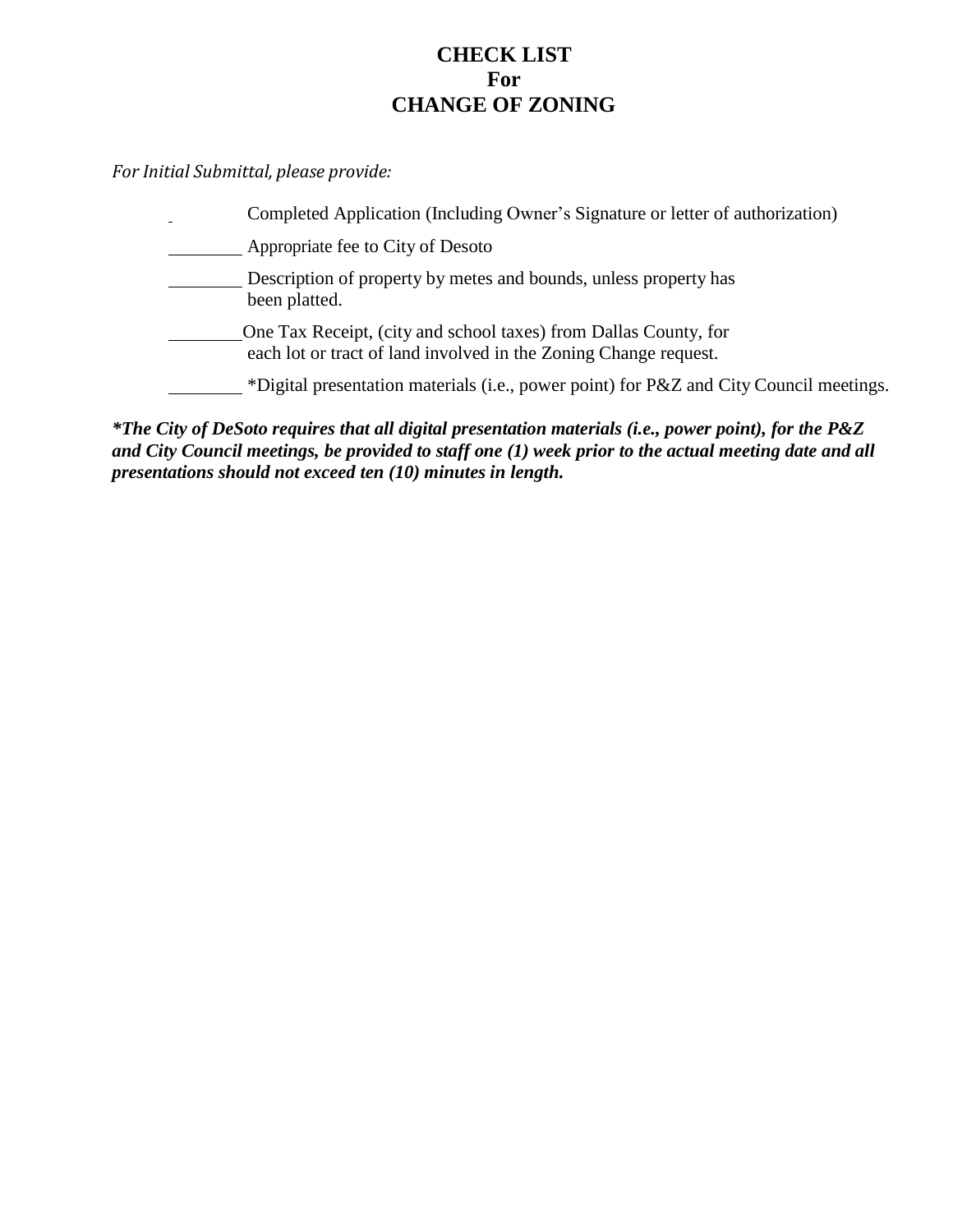# CHECK LIST
# For
# CHANGE OF ZONING

*For Initial Submittal, please provide:*

_____ Completed Application (Including Owner's Signature or letter of authorization)

_____ Appropriate fee to City of Desoto

_____ Description of property by metes and bounds, unless property has been platted.

_____ One Tax Receipt, (city and school taxes) from Dallas County, for each lot or tract of land involved in the Zoning Change request.

_____ *Digital presentation materials (i.e., power point) for P&Z and City Council meetings.

***The City of DeSoto requires that all digital presentation materials (i.e., power point), for the P&Z and City Council meetings, be provided to staff one (1) week prior to the actual meeting date and all presentations should not exceed ten (10) minutes in length.***